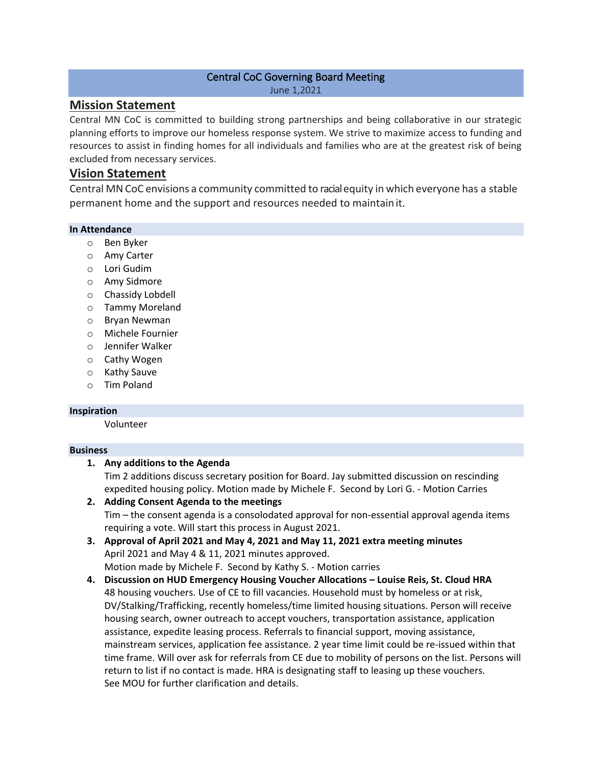# Central CoC Governing Board Meeting

June 1,2021

## Mission Statement

Central MN CoC is committed to building strong partnerships and being collaborative in our strategic planning efforts to improve our homeless response system. We strive to maximize access to funding and resources to assist in finding homes for all individuals and families who are at the greatest risk of being excluded from necessary services.

## Vision Statement

Central MN CoC envisions a community committed to racial equity in which everyone has a stable permanent home and the support and resources needed to maintain it.

### In Attendance

- Ben Byker
- Amy Carter
- Lori Gudim
- Amy Sidmore
- Chassidy Lobdell
- Tammy Moreland
- Bryan Newman
- Michele Fournier
- Jennifer Walker
- Cathy Wogen
- Kathy Sauve
- Tim Poland

### Inspiration

Volunteer

### Business

1. **Any additions to the Agenda**
   Tim 2 additions discuss secretary position for Board. Jay submitted discussion on rescinding expedited housing policy. Motion made by Michele F. Second by Lori G. - Motion Carries
2. **Adding Consent Agenda to the meetings**
   Tim – the consent agenda is a consolodated approval for non-essential approval agenda items requiring a vote. Will start this process in August 2021.
3. **Approval of April 2021 and May 4, 2021 and May 11, 2021 extra meeting minutes**
   April 2021 and May 4 & 11, 2021 minutes approved.
   Motion made by Michele F. Second by Kathy S. - Motion carries
4. **Discussion on HUD Emergency Housing Voucher Allocations – Louise Reis, St. Cloud HRA**
   48 housing vouchers. Use of CE to fill vacancies. Household must by homeless or at risk, DV/Stalking/Trafficking, recently homeless/time limited housing situations. Person will receive housing search, owner outreach to accept vouchers, transportation assistance, application assistance, expedite leasing process. Referrals to financial support, moving assistance, mainstream services, application fee assistance. 2 year time limit could be re-issued within that time frame. Will over ask for referrals from CE due to mobility of persons on the list. Persons will return to list if no contact is made. HRA is designating staff to leasing up these vouchers.
   See MOU for further clarification and details.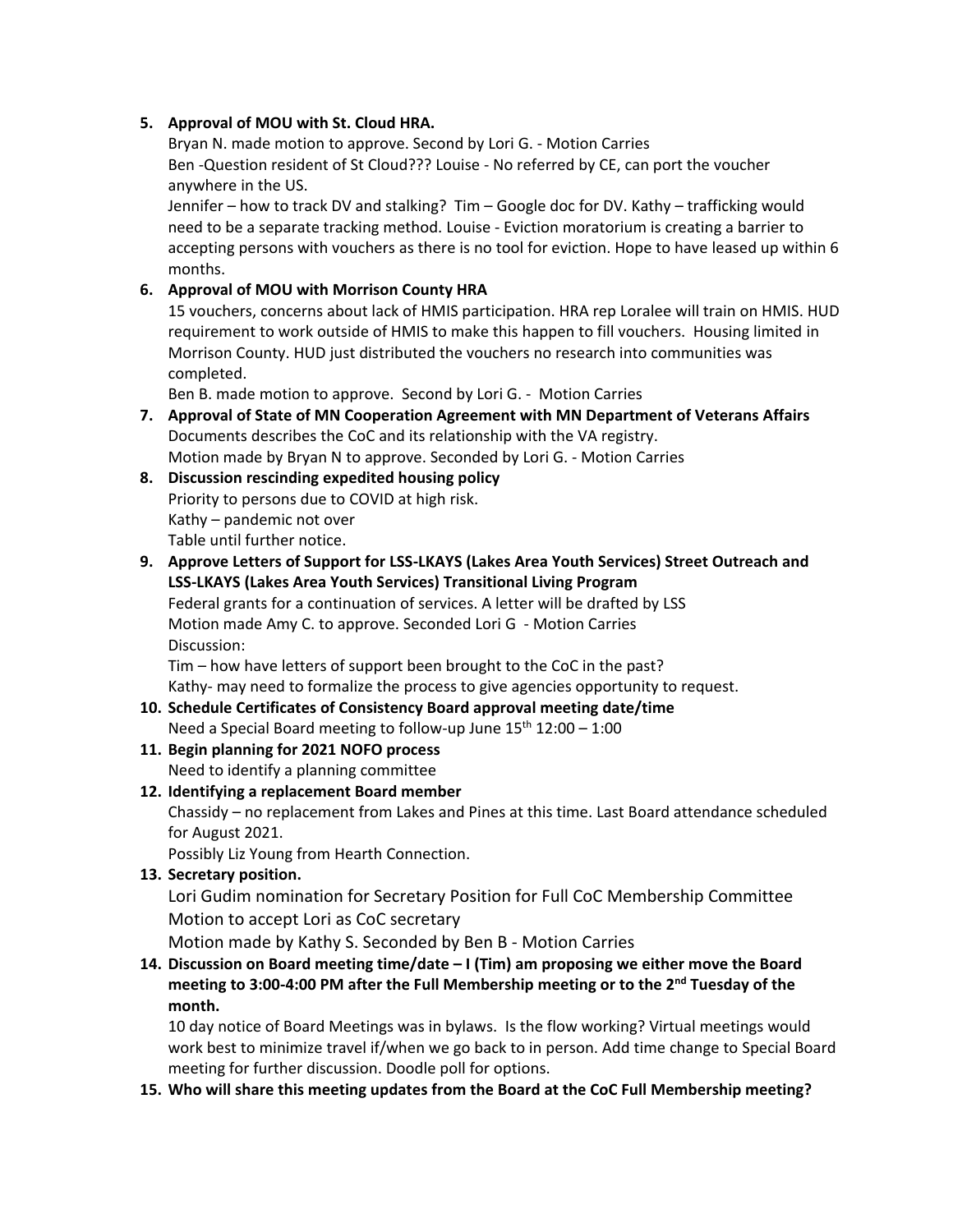5. **Approval of MOU with St. Cloud HRA.**

   Bryan N. made motion to approve. Second by Lori G. - Motion Carries

   Ben -Question resident of St Cloud??? Louise - No referred by CE, can port the voucher anywhere in the US.

   Jennifer – how to track DV and stalking? Tim – Google doc for DV. Kathy – trafficking would need to be a separate tracking method. Louise - Eviction moratorium is creating a barrier to accepting persons with vouchers as there is no tool for eviction. Hope to have leased up within 6 months.

6. **Approval of MOU with Morrison County HRA**

   15 vouchers, concerns about lack of HMIS participation. HRA rep Loralee will train on HMIS. HUD requirement to work outside of HMIS to make this happen to fill vouchers. Housing limited in Morrison County. HUD just distributed the vouchers no research into communities was completed.

   Ben B. made motion to approve. Second by Lori G. - Motion Carries

7. **Approval of State of MN Cooperation Agreement with MN Department of Veterans Affairs**

   Documents describes the CoC and its relationship with the VA registry.

   Motion made by Bryan N to approve. Seconded by Lori G. - Motion Carries

8. **Discussion rescinding expedited housing policy**

   Priority to persons due to COVID at high risk.

   Kathy – pandemic not over

   Table until further notice.

9. **Approve Letters of Support for LSS-LKAYS (Lakes Area Youth Services) Street Outreach and LSS-LKAYS (Lakes Area Youth Services) Transitional Living Program**

   Federal grants for a continuation of services. A letter will be drafted by LSS

   Motion made Amy C. to approve. Seconded Lori G - Motion Carries

   Discussion:

   Tim – how have letters of support been brought to the CoC in the past?

   Kathy- may need to formalize the process to give agencies opportunity to request.

10. **Schedule Certificates of Consistency Board approval meeting date/time**

    Need a Special Board meeting to follow-up June 15th 12:00 – 1:00

11. **Begin planning for 2021 NOFO process**

    Need to identify a planning committee

12. **Identifying a replacement Board member**

    Chassidy – no replacement from Lakes and Pines at this time. Last Board attendance scheduled for August 2021.

    Possibly Liz Young from Hearth Connection.

13. **Secretary position.**

    Lori Gudim nomination for Secretary Position for Full CoC Membership Committee

    Motion to accept Lori as CoC secretary

    Motion made by Kathy S. Seconded by Ben B - Motion Carries

14. **Discussion on Board meeting time/date – I (Tim) am proposing we either move the Board meeting to 3:00-4:00 PM after the Full Membership meeting or to the 2nd Tuesday of the month.**

    10 day notice of Board Meetings was in bylaws. Is the flow working? Virtual meetings would work best to minimize travel if/when we go back to in person. Add time change to Special Board meeting for further discussion. Doodle poll for options.

15. **Who will share this meeting updates from the Board at the CoC Full Membership meeting?**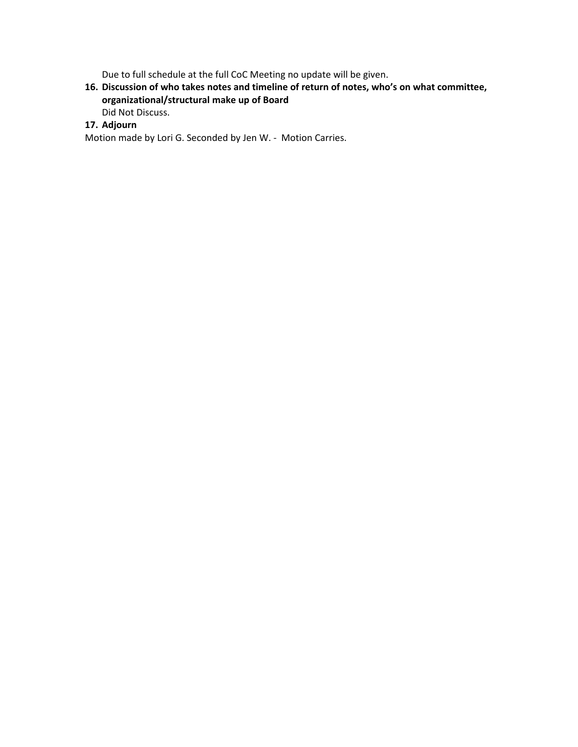Due to full schedule at the full CoC Meeting no update will be given.

**16. Discussion of who takes notes and timeline of return of notes, who's on what committee, organizational/structural make up of Board**

Did Not Discuss.

**17. Adjourn**

Motion made by Lori G. Seconded by Jen W. - Motion Carries.